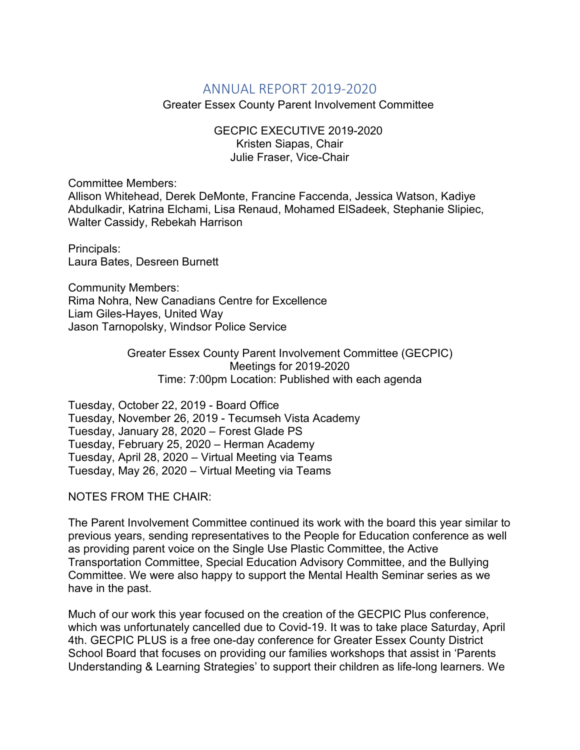# ANNUAL REPORT 2019-2020

Greater Essex County Parent Involvement Committee

GECPIC EXECUTIVE 2019-2020
Kristen Siapas, Chair
Julie Fraser, Vice-Chair

Committee Members:
Allison Whitehead, Derek DeMonte, Francine Faccenda, Jessica Watson, Kadiye Abdulkadir, Katrina Elchami, Lisa Renaud, Mohamed ElSadeek, Stephanie Slipiec, Walter Cassidy, Rebekah Harrison

Principals:
Laura Bates, Desreen Burnett

Community Members:
Rima Nohra, New Canadians Centre for Excellence
Liam Giles-Hayes, United Way
Jason Tarnopolsky, Windsor Police Service

Greater Essex County Parent Involvement Committee (GECPIC)
Meetings for 2019-2020
Time: 7:00pm Location: Published with each agenda

Tuesday, October 22, 2019 - Board Office
Tuesday, November 26, 2019 - Tecumseh Vista Academy
Tuesday, January 28, 2020 – Forest Glade PS
Tuesday, February 25, 2020 – Herman Academy
Tuesday, April 28, 2020 – Virtual Meeting via Teams
Tuesday, May 26, 2020 – Virtual Meeting via Teams

NOTES FROM THE CHAIR:

The Parent Involvement Committee continued its work with the board this year similar to previous years, sending representatives to the People for Education conference as well as providing parent voice on the Single Use Plastic Committee, the Active Transportation Committee, Special Education Advisory Committee, and the Bullying Committee. We were also happy to support the Mental Health Seminar series as we have in the past.

Much of our work this year focused on the creation of the GECPIC Plus conference, which was unfortunately cancelled due to Covid-19. It was to take place Saturday, April 4th. GECPIC PLUS is a free one-day conference for Greater Essex County District School Board that focuses on providing our families workshops that assist in 'Parents Understanding & Learning Strategies' to support their children as life-long learners. We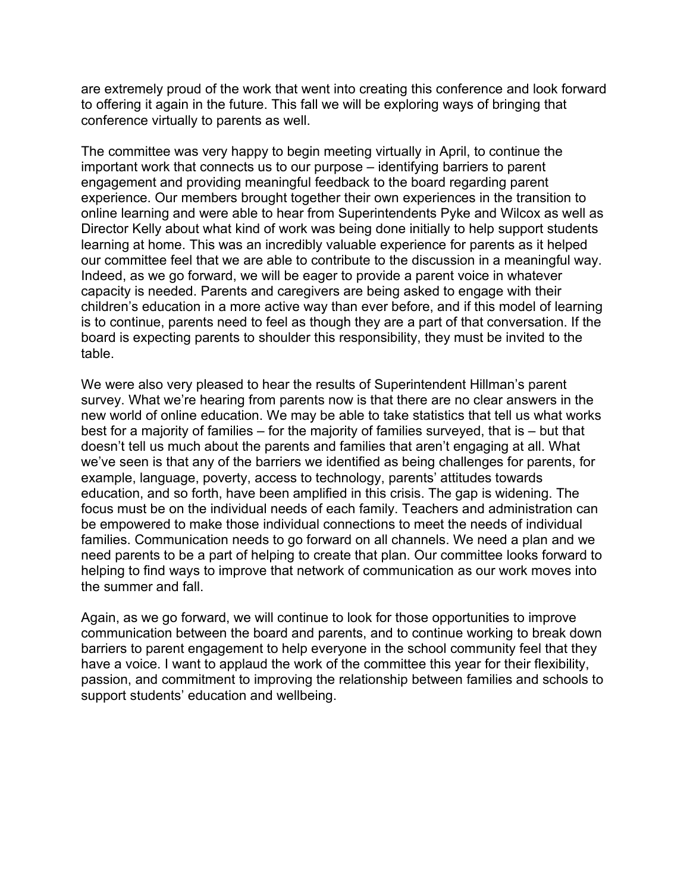are extremely proud of the work that went into creating this conference and look forward to offering it again in the future. This fall we will be exploring ways of bringing that conference virtually to parents as well.

The committee was very happy to begin meeting virtually in April, to continue the important work that connects us to our purpose – identifying barriers to parent engagement and providing meaningful feedback to the board regarding parent experience. Our members brought together their own experiences in the transition to online learning and were able to hear from Superintendents Pyke and Wilcox as well as Director Kelly about what kind of work was being done initially to help support students learning at home. This was an incredibly valuable experience for parents as it helped our committee feel that we are able to contribute to the discussion in a meaningful way. Indeed, as we go forward, we will be eager to provide a parent voice in whatever capacity is needed. Parents and caregivers are being asked to engage with their children's education in a more active way than ever before, and if this model of learning is to continue, parents need to feel as though they are a part of that conversation. If the board is expecting parents to shoulder this responsibility, they must be invited to the table.

We were also very pleased to hear the results of Superintendent Hillman's parent survey. What we're hearing from parents now is that there are no clear answers in the new world of online education. We may be able to take statistics that tell us what works best for a majority of families – for the majority of families surveyed, that is – but that doesn't tell us much about the parents and families that aren't engaging at all. What we've seen is that any of the barriers we identified as being challenges for parents, for example, language, poverty, access to technology, parents' attitudes towards education, and so forth, have been amplified in this crisis. The gap is widening. The focus must be on the individual needs of each family. Teachers and administration can be empowered to make those individual connections to meet the needs of individual families. Communication needs to go forward on all channels. We need a plan and we need parents to be a part of helping to create that plan. Our committee looks forward to helping to find ways to improve that network of communication as our work moves into the summer and fall.

Again, as we go forward, we will continue to look for those opportunities to improve communication between the board and parents, and to continue working to break down barriers to parent engagement to help everyone in the school community feel that they have a voice. I want to applaud the work of the committee this year for their flexibility, passion, and commitment to improving the relationship between families and schools to support students' education and wellbeing.